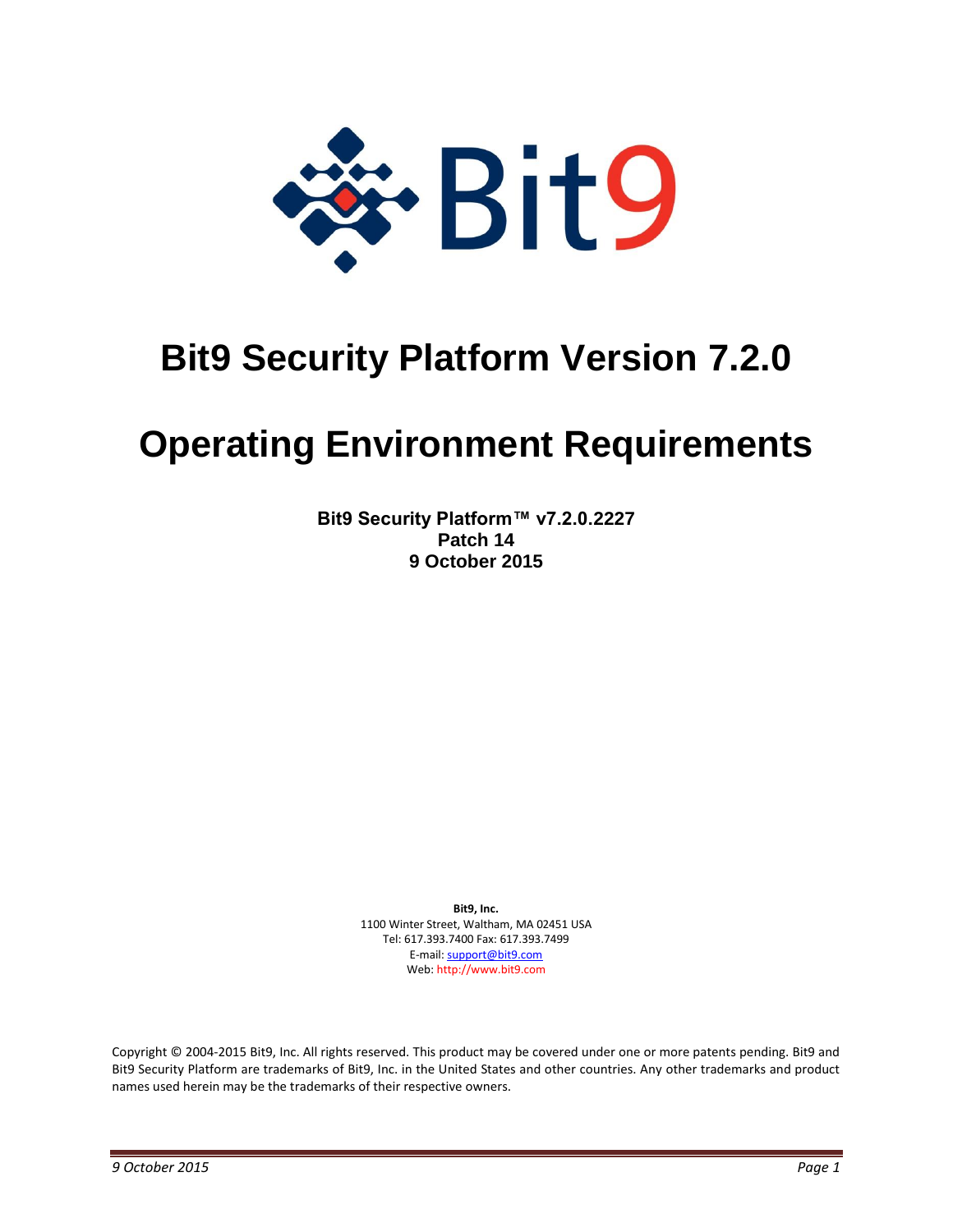# Bit9 Security Platform Version 7.2.0

# Operating Environment Requirements

**Bit9 Security Platform™ v7.2.0.2227**
**Patch 14**
**9 October 2015**

**Bit9, Inc.**
1100 Winter Street, Waltham, MA 02451 USA
Tel: 617.393.7400 Fax: 617.393.7499
E-mail: support@bit9.com
Web: http://www.bit9.com

Copyright © 2004-2015 Bit9, Inc. All rights reserved. This product may be covered under one or more patents pending. Bit9 and Bit9 Security Platform are trademarks of Bit9, Inc. in the United States and other countries. Any other trademarks and product names used herein may be the trademarks of their respective owners.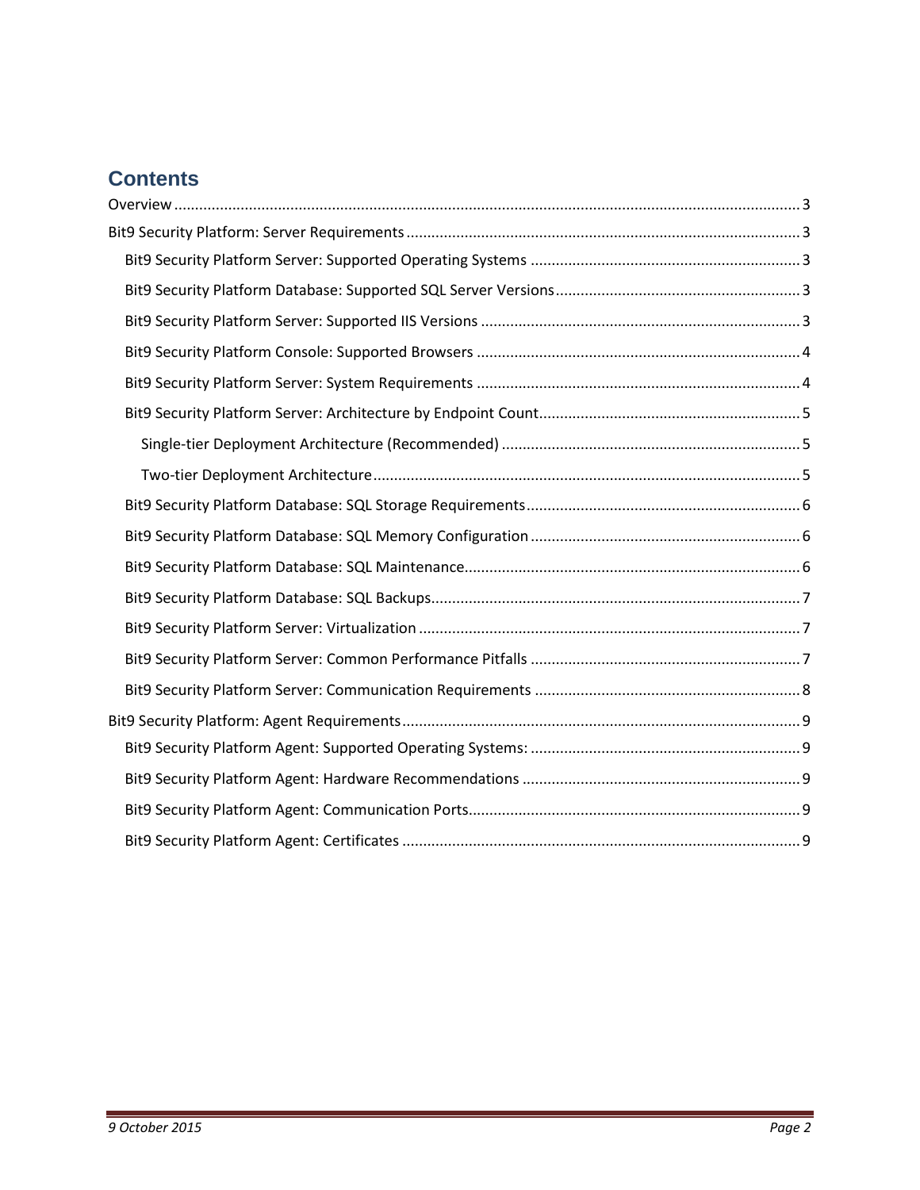# Contents

- Overview ..... 3
- Bit9 Security Platform: Server Requirements ..... 3
  - Bit9 Security Platform Server: Supported Operating Systems ..... 3
  - Bit9 Security Platform Database: Supported SQL Server Versions ..... 3
  - Bit9 Security Platform Server: Supported IIS Versions ..... 3
  - Bit9 Security Platform Console: Supported Browsers ..... 4
  - Bit9 Security Platform Server: System Requirements ..... 4
  - Bit9 Security Platform Server: Architecture by Endpoint Count ..... 5
    - Single-tier Deployment Architecture (Recommended) ..... 5
    - Two-tier Deployment Architecture ..... 5
  - Bit9 Security Platform Database: SQL Storage Requirements ..... 6
  - Bit9 Security Platform Database: SQL Memory Configuration ..... 6
  - Bit9 Security Platform Database: SQL Maintenance ..... 6
  - Bit9 Security Platform Database: SQL Backups ..... 7
  - Bit9 Security Platform Server: Virtualization ..... 7
  - Bit9 Security Platform Server: Common Performance Pitfalls ..... 7
  - Bit9 Security Platform Server: Communication Requirements ..... 8
- Bit9 Security Platform: Agent Requirements ..... 9
  - Bit9 Security Platform Agent: Supported Operating Systems: ..... 9
  - Bit9 Security Platform Agent: Hardware Recommendations ..... 9
  - Bit9 Security Platform Agent: Communication Ports ..... 9
  - Bit9 Security Platform Agent: Certificates ..... 9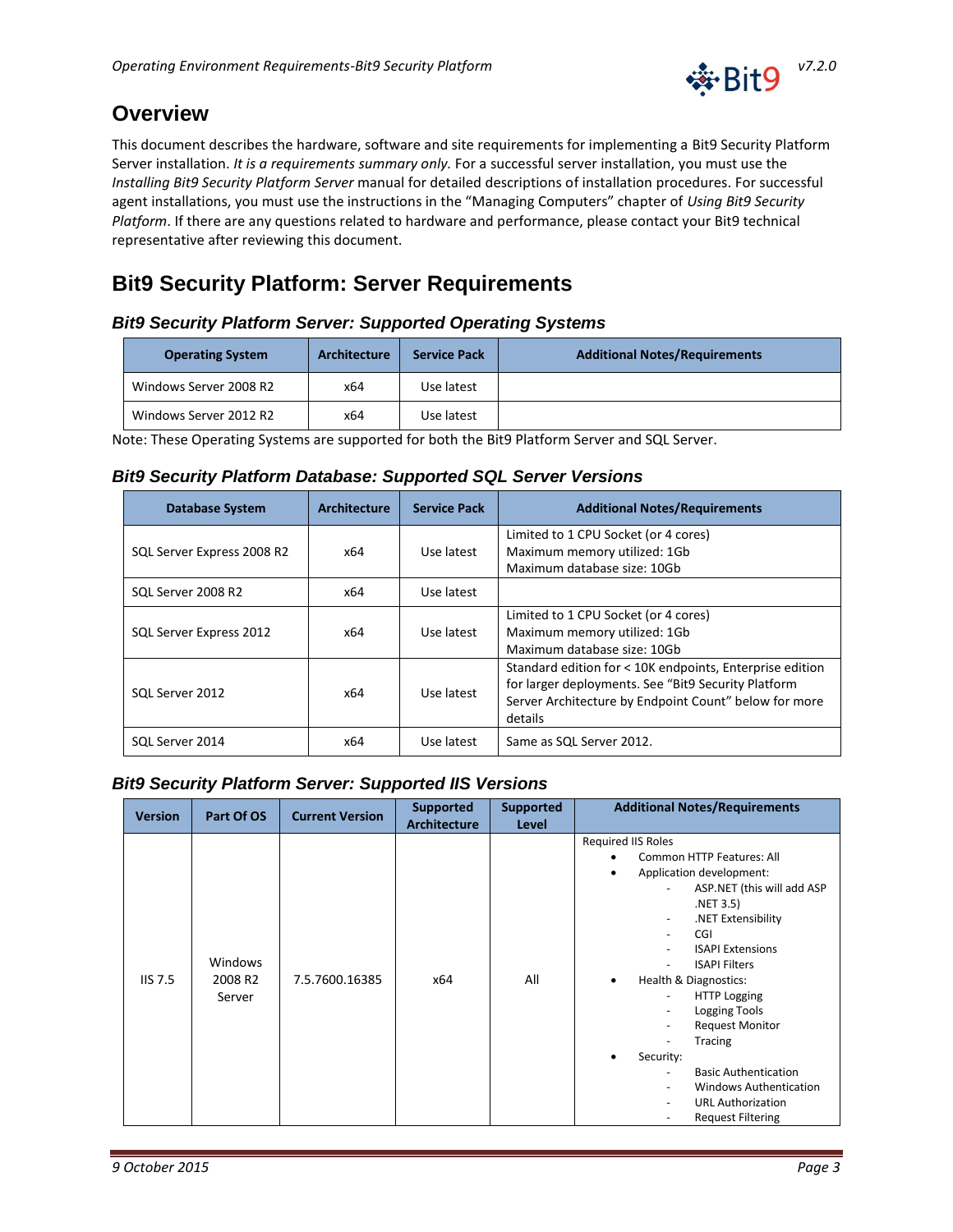# Overview

This document describes the hardware, software and site requirements for implementing a Bit9 Security Platform Server installation. *It is a requirements summary only.* For a successful server installation, you must use the *Installing Bit9 Security Platform Server* manual for detailed descriptions of installation procedures. For successful agent installations, you must use the instructions in the "Managing Computers" chapter of *Using Bit9 Security Platform*. If there are any questions related to hardware and performance, please contact your Bit9 technical representative after reviewing this document.

# Bit9 Security Platform: Server Requirements

### *Bit9 Security Platform Server: Supported Operating Systems*

| Operating System | Architecture | Service Pack | Additional Notes/Requirements |
|---|---|---|---|
| Windows Server 2008 R2 | x64 | Use latest | |
| Windows Server 2012 R2 | x64 | Use latest | |

Note: These Operating Systems are supported for both the Bit9 Platform Server and SQL Server.

### *Bit9 Security Platform Database: Supported SQL Server Versions*

| Database System | Architecture | Service Pack | Additional Notes/Requirements |
|---|---|---|---|
| SQL Server Express 2008 R2 | x64 | Use latest | Limited to 1 CPU Socket (or 4 cores)<br>Maximum memory utilized: 1Gb<br>Maximum database size: 10Gb |
| SQL Server 2008 R2 | x64 | Use latest | |
| SQL Server Express 2012 | x64 | Use latest | Limited to 1 CPU Socket (or 4 cores)<br>Maximum memory utilized: 1Gb<br>Maximum database size: 10Gb |
| SQL Server 2012 | x64 | Use latest | Standard edition for < 10K endpoints, Enterprise edition for larger deployments. See "Bit9 Security Platform Server Architecture by Endpoint Count" below for more details |
| SQL Server 2014 | x64 | Use latest | Same as SQL Server 2012. |

### *Bit9 Security Platform Server: Supported IIS Versions*

| Version | Part Of OS | Current Version | Supported Architecture | Supported Level | Additional Notes/Requirements |
|---|---|---|---|---|---|
| IIS 7.5 | Windows 2008 R2 Server | 7.5.7600.16385 | x64 | All | Required IIS Roles<br>• Common HTTP Features: All<br>• Application development:<br>- ASP.NET (this will add ASP .NET 3.5)<br>- .NET Extensibility<br>- CGI<br>- ISAPI Extensions<br>- ISAPI Filters<br>• Health & Diagnostics:<br>- HTTP Logging<br>- Logging Tools<br>- Request Monitor<br>- Tracing<br>• Security:<br>- Basic Authentication<br>- Windows Authentication<br>- URL Authorization<br>- Request Filtering |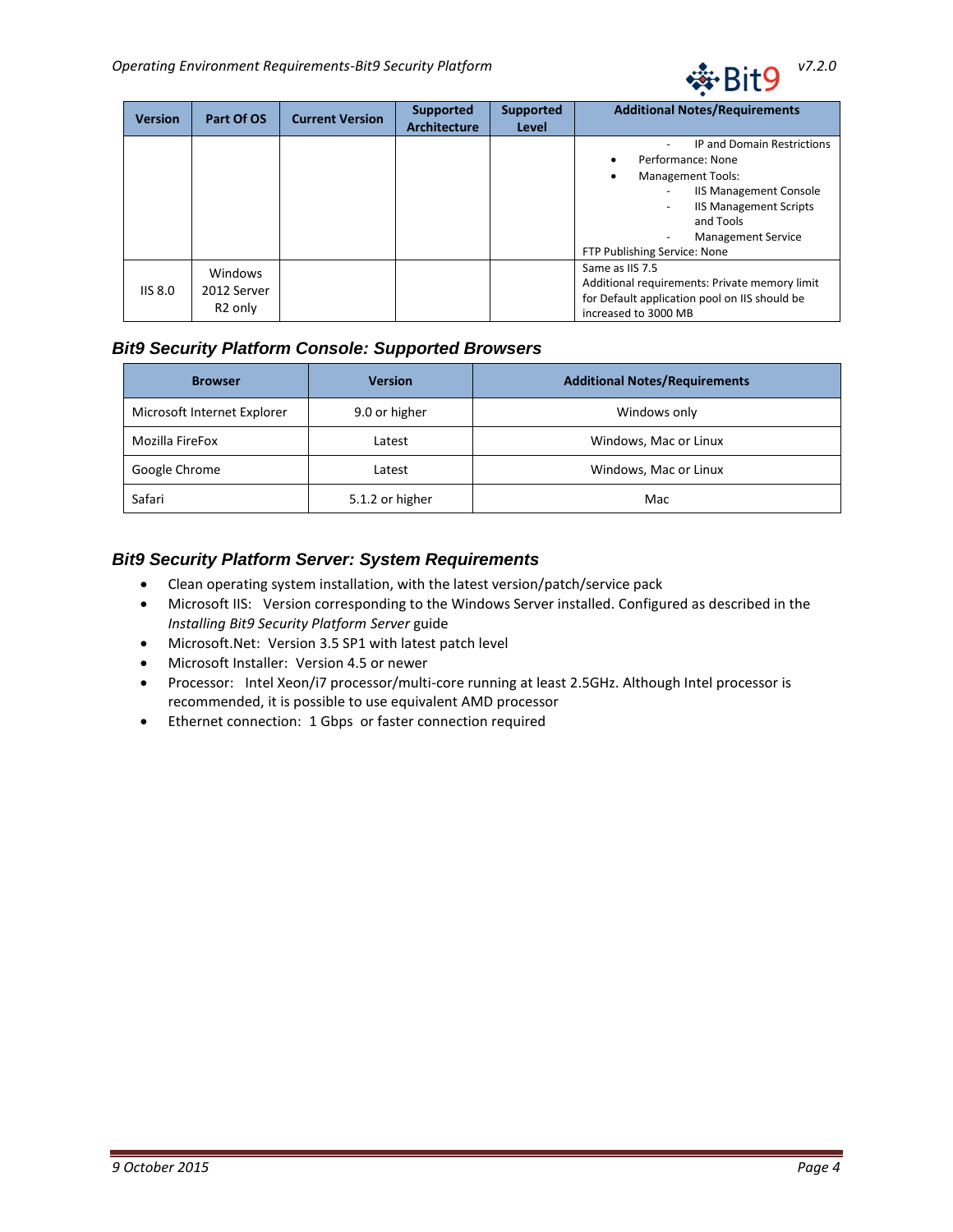| Version | Part Of OS | Current Version | Supported Architecture | Supported Level | Additional Notes/Requirements |
|---|---|---|---|---|---|
| | | | | | - IP and Domain Restrictions<br>• Performance: None<br>• Management Tools:<br>- IIS Management Console<br>- IIS Management Scripts and Tools<br>- Management Service<br>FTP Publishing Service: None |
| IIS 8.0 | Windows 2012 Server R2 only | | | | Same as IIS 7.5<br>Additional requirements: Private memory limit for Default application pool on IIS should be increased to 3000 MB |

### Bit9 Security Platform Console: Supported Browsers

| Browser | Version | Additional Notes/Requirements |
|---|---|---|
| Microsoft Internet Explorer | 9.0 or higher | Windows only |
| Mozilla FireFox | Latest | Windows, Mac or Linux |
| Google Chrome | Latest | Windows, Mac or Linux |
| Safari | 5.1.2 or higher | Mac |

### Bit9 Security Platform Server: System Requirements

- Clean operating system installation, with the latest version/patch/service pack
- Microsoft IIS: Version corresponding to the Windows Server installed. Configured as described in the *Installing Bit9 Security Platform Server* guide
- Microsoft.Net: Version 3.5 SP1 with latest patch level
- Microsoft Installer: Version 4.5 or newer
- Processor: Intel Xeon/i7 processor/multi-core running at least 2.5GHz. Although Intel processor is recommended, it is possible to use equivalent AMD processor
- Ethernet connection: 1 Gbps or faster connection required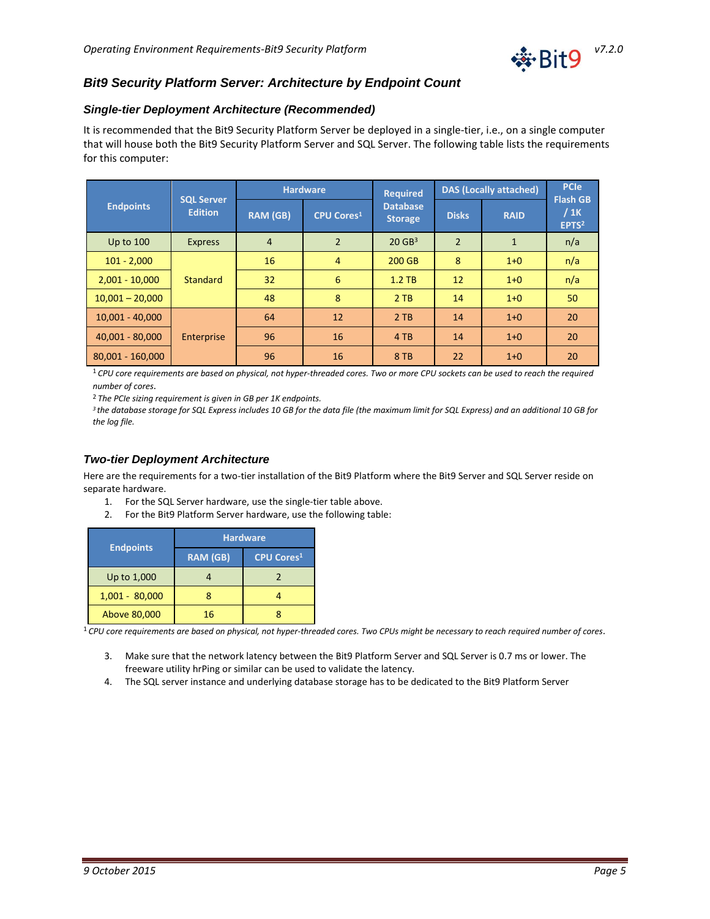## Bit9 Security Platform Server: Architecture by Endpoint Count

### Single-tier Deployment Architecture (Recommended)

It is recommended that the Bit9 Security Platform Server be deployed in a single-tier, i.e., on a single computer that will house both the Bit9 Security Platform Server and SQL Server. The following table lists the requirements for this computer:

| Endpoints | SQL Server Edition | Hardware | | Required Database Storage | DAS (Locally attached) | | PCIe Flash GB / 1K EPTS[2] |
|---|---|---|---|---|---|---|---|
| | | RAM (GB) | CPU Cores[1] | | Disks | RAID | |
| Up to 100 | Express | 4 | 2 | 20 GB[3] | 2 | 1 | n/a |
| 101 - 2,000 | Standard | 16 | 4 | 200 GB | 8 | 1+0 | n/a |
| 2,001 - 10,000 | Standard | 32 | 6 | 1.2 TB | 12 | 1+0 | n/a |
| 10,001 – 20,000 | Standard | 48 | 8 | 2 TB | 14 | 1+0 | 50 |
| 10,001 - 40,000 | Enterprise | 64 | 12 | 2 TB | 14 | 1+0 | 20 |
| 40,001 - 80,000 | Enterprise | 96 | 16 | 4 TB | 14 | 1+0 | 20 |
| 80,001 - 160,000 | Enterprise | 96 | 16 | 8 TB | 22 | 1+0 | 20 |

*[1] CPU core requirements are based on physical, not hyper-threaded cores. Two or more CPU sockets can be used to reach the required number of cores.*

*[2] The PCIe sizing requirement is given in GB per 1K endpoints.*

*[3] the database storage for SQL Express includes 10 GB for the data file (the maximum limit for SQL Express) and an additional 10 GB for the log file.*

### Two-tier Deployment Architecture

Here are the requirements for a two-tier installation of the Bit9 Platform where the Bit9 Server and SQL Server reside on separate hardware.

1. For the SQL Server hardware, use the single-tier table above.
2. For the Bit9 Platform Server hardware, use the following table:

| Endpoints | Hardware | |
|---|---|---|
| | RAM (GB) | CPU Cores[1] |
| Up to 1,000 | 4 | 2 |
| 1,001 - 80,000 | 8 | 4 |
| Above 80,000 | 16 | 8 |

*[1] CPU core requirements are based on physical, not hyper-threaded cores. Two CPUs might be necessary to reach required number of cores.*

3. Make sure that the network latency between the Bit9 Platform Server and SQL Server is 0.7 ms or lower. The freeware utility hrPing or similar can be used to validate the latency.
4. The SQL server instance and underlying database storage has to be dedicated to the Bit9 Platform Server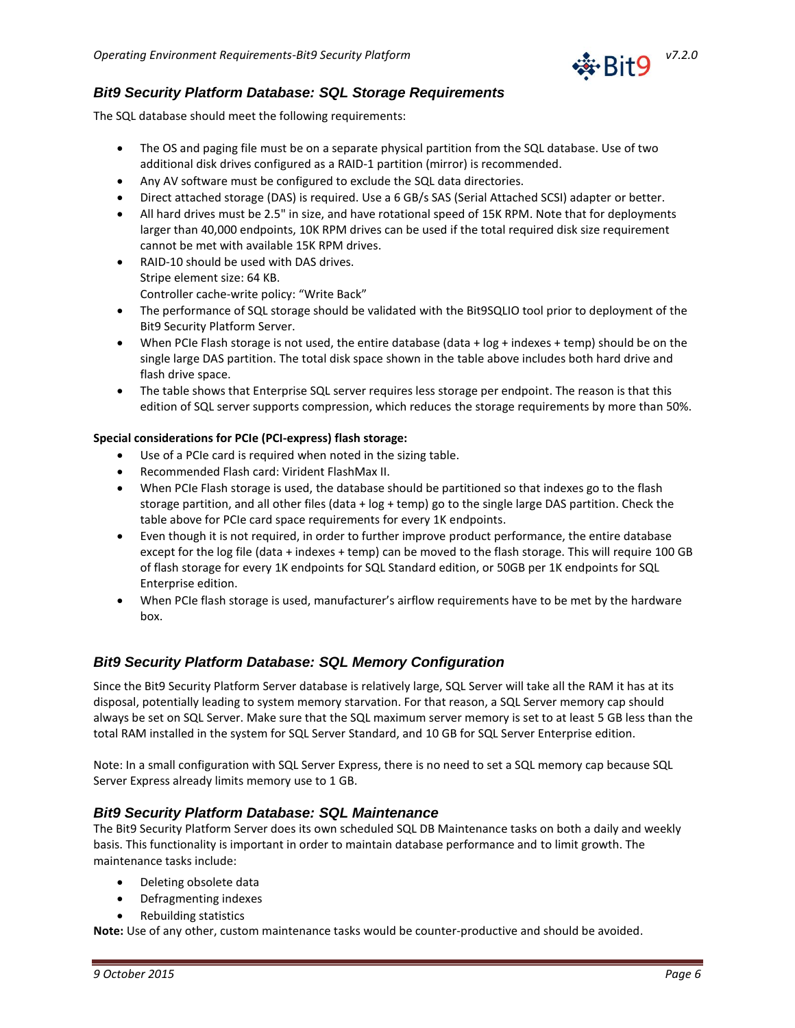## *Bit9 Security Platform Database: SQL Storage Requirements*

The SQL database should meet the following requirements:

- The OS and paging file must be on a separate physical partition from the SQL database. Use of two additional disk drives configured as a RAID-1 partition (mirror) is recommended.
- Any AV software must be configured to exclude the SQL data directories.
- Direct attached storage (DAS) is required. Use a 6 GB/s SAS (Serial Attached SCSI) adapter or better.
- All hard drives must be 2.5" in size, and have rotational speed of 15K RPM. Note that for deployments larger than 40,000 endpoints, 10K RPM drives can be used if the total required disk size requirement cannot be met with available 15K RPM drives.
- RAID-10 should be used with DAS drives.
  Stripe element size: 64 KB.
  Controller cache-write policy: "Write Back"
- The performance of SQL storage should be validated with the Bit9SQLIO tool prior to deployment of the Bit9 Security Platform Server.
- When PCIe Flash storage is not used, the entire database (data + log + indexes + temp) should be on the single large DAS partition. The total disk space shown in the table above includes both hard drive and flash drive space.
- The table shows that Enterprise SQL server requires less storage per endpoint. The reason is that this edition of SQL server supports compression, which reduces the storage requirements by more than 50%.

**Special considerations for PCIe (PCI-express) flash storage:**

- Use of a PCIe card is required when noted in the sizing table.
- Recommended Flash card: Virident FlashMax II.
- When PCIe Flash storage is used, the database should be partitioned so that indexes go to the flash storage partition, and all other files (data + log + temp) go to the single large DAS partition. Check the table above for PCIe card space requirements for every 1K endpoints.
- Even though it is not required, in order to further improve product performance, the entire database except for the log file (data + indexes + temp) can be moved to the flash storage. This will require 100 GB of flash storage for every 1K endpoints for SQL Standard edition, or 50GB per 1K endpoints for SQL Enterprise edition.
- When PCIe flash storage is used, manufacturer's airflow requirements have to be met by the hardware box.

## *Bit9 Security Platform Database: SQL Memory Configuration*

Since the Bit9 Security Platform Server database is relatively large, SQL Server will take all the RAM it has at its disposal, potentially leading to system memory starvation. For that reason, a SQL Server memory cap should always be set on SQL Server. Make sure that the SQL maximum server memory is set to at least 5 GB less than the total RAM installed in the system for SQL Server Standard, and 10 GB for SQL Server Enterprise edition.

Note: In a small configuration with SQL Server Express, there is no need to set a SQL memory cap because SQL Server Express already limits memory use to 1 GB.

## *Bit9 Security Platform Database: SQL Maintenance*

The Bit9 Security Platform Server does its own scheduled SQL DB Maintenance tasks on both a daily and weekly basis. This functionality is important in order to maintain database performance and to limit growth. The maintenance tasks include:

- Deleting obsolete data
- Defragmenting indexes
- Rebuilding statistics

**Note:** Use of any other, custom maintenance tasks would be counter-productive and should be avoided.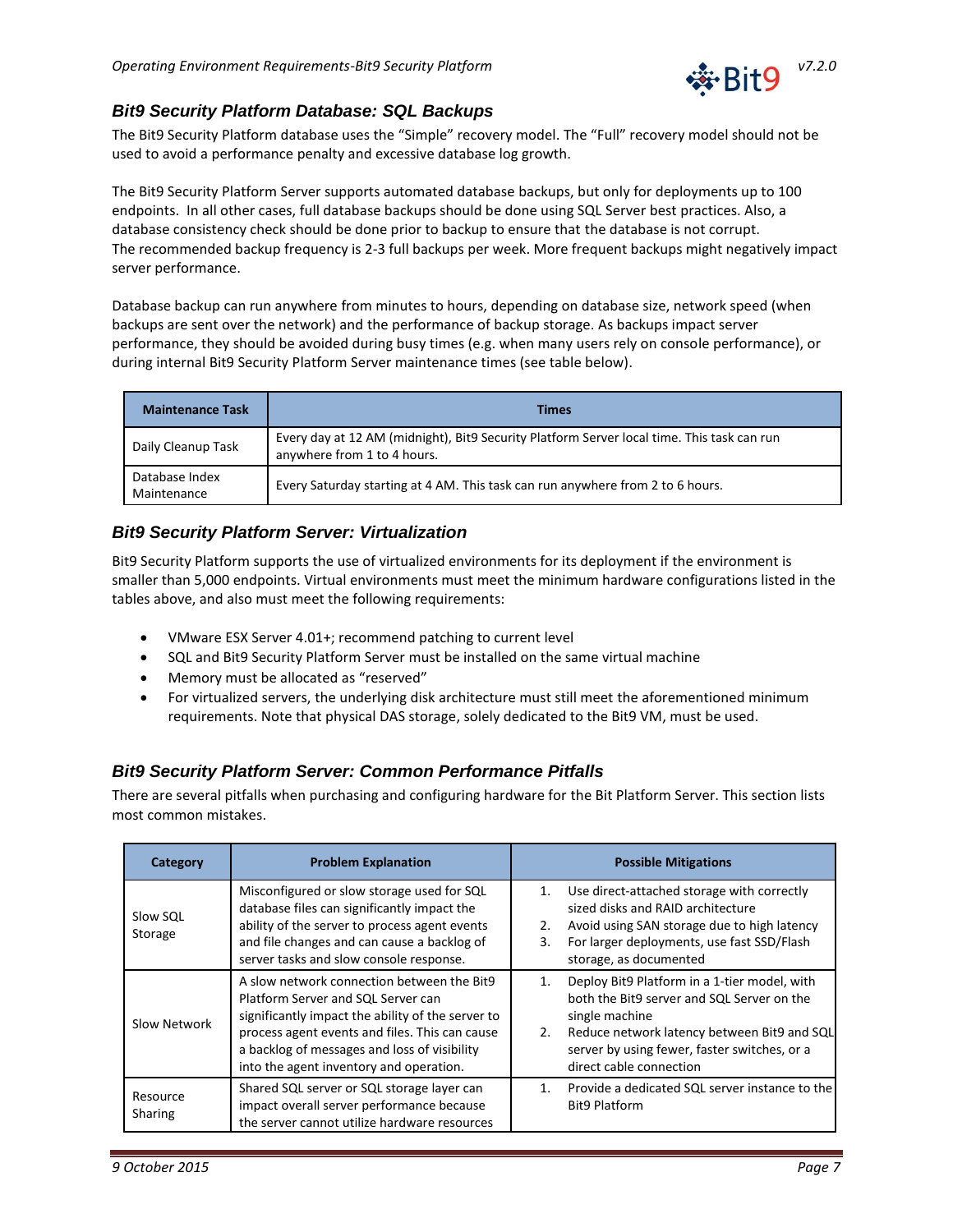### Bit9 Security Platform Database: SQL Backups

The Bit9 Security Platform database uses the "Simple" recovery model. The "Full" recovery model should not be used to avoid a performance penalty and excessive database log growth.

The Bit9 Security Platform Server supports automated database backups, but only for deployments up to 100 endpoints. In all other cases, full database backups should be done using SQL Server best practices. Also, a database consistency check should be done prior to backup to ensure that the database is not corrupt.
The recommended backup frequency is 2-3 full backups per week. More frequent backups might negatively impact server performance.

Database backup can run anywhere from minutes to hours, depending on database size, network speed (when backups are sent over the network) and the performance of backup storage. As backups impact server performance, they should be avoided during busy times (e.g. when many users rely on console performance), or during internal Bit9 Security Platform Server maintenance times (see table below).

| Maintenance Task | Times |
|---|---|
| Daily Cleanup Task | Every day at 12 AM (midnight), Bit9 Security Platform Server local time. This task can run anywhere from 1 to 4 hours. |
| Database Index Maintenance | Every Saturday starting at 4 AM. This task can run anywhere from 2 to 6 hours. |

### Bit9 Security Platform Server: Virtualization

Bit9 Security Platform supports the use of virtualized environments for its deployment if the environment is smaller than 5,000 endpoints. Virtual environments must meet the minimum hardware configurations listed in the tables above, and also must meet the following requirements:

- VMware ESX Server 4.01+; recommend patching to current level
- SQL and Bit9 Security Platform Server must be installed on the same virtual machine
- Memory must be allocated as "reserved"
- For virtualized servers, the underlying disk architecture must still meet the aforementioned minimum requirements. Note that physical DAS storage, solely dedicated to the Bit9 VM, must be used.

### Bit9 Security Platform Server: Common Performance Pitfalls

There are several pitfalls when purchasing and configuring hardware for the Bit Platform Server. This section lists most common mistakes.

| Category | Problem Explanation | Possible Mitigations |
|---|---|---|
| Slow SQL Storage | Misconfigured or slow storage used for SQL database files can significantly impact the ability of the server to process agent events and file changes and can cause a backlog of server tasks and slow console response. | 1. Use direct-attached storage with correctly sized disks and RAID architecture<br>2. Avoid using SAN storage due to high latency<br>3. For larger deployments, use fast SSD/Flash storage, as documented |
| Slow Network | A slow network connection between the Bit9 Platform Server and SQL Server can significantly impact the ability of the server to process agent events and files. This can cause a backlog of messages and loss of visibility into the agent inventory and operation. | 1. Deploy Bit9 Platform in a 1-tier model, with both the Bit9 server and SQL Server on the single machine<br>2. Reduce network latency between Bit9 and SQL server by using fewer, faster switches, or a direct cable connection |
| Resource Sharing | Shared SQL server or SQL storage layer can impact overall server performance because the server cannot utilize hardware resources | 1. Provide a dedicated SQL server instance to the Bit9 Platform |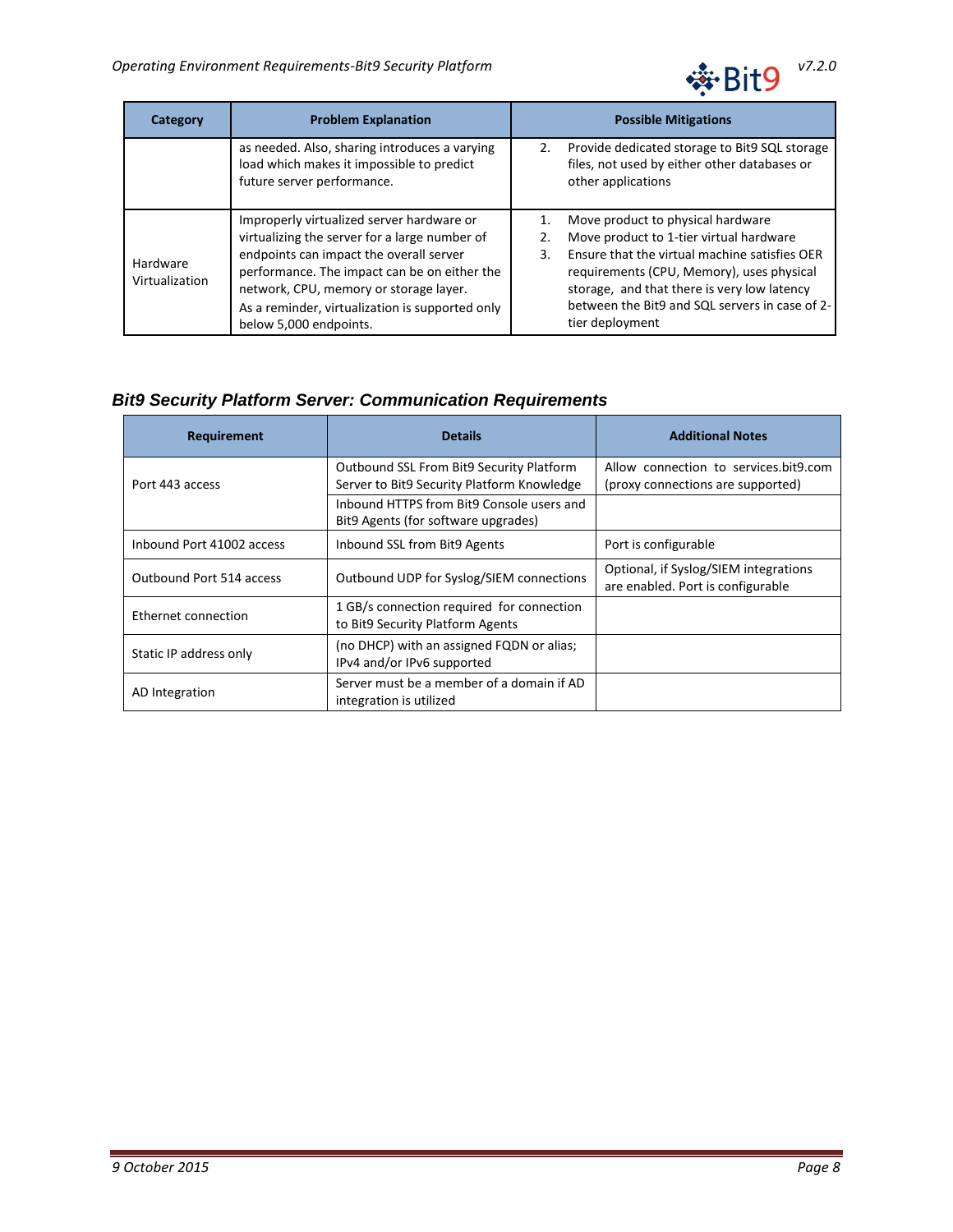| Category | Problem Explanation | Possible Mitigations |
| --- | --- | --- |
| | as needed. Also, sharing introduces a varying load which makes it impossible to predict future server performance. | 2. Provide dedicated storage to Bit9 SQL storage files, not used by either other databases or other applications |
| Hardware Virtualization | Improperly virtualized server hardware or virtualizing the server for a large number of endpoints can impact the overall server performance. The impact can be on either the network, CPU, memory or storage layer. As a reminder, virtualization is supported only below 5,000 endpoints. | 1. Move product to physical hardware<br>2. Move product to 1-tier virtual hardware<br>3. Ensure that the virtual machine satisfies OER requirements (CPU, Memory), uses physical storage, and that there is very low latency between the Bit9 and SQL servers in case of 2-tier deployment |

### *Bit9 Security Platform Server: Communication Requirements*

| Requirement | Details | Additional Notes |
| --- | --- | --- |
| Port 443 access | Outbound SSL From Bit9 Security Platform Server to Bit9 Security Platform Knowledge | Allow connection to services.bit9.com (proxy connections are supported) |
| | Inbound HTTPS from Bit9 Console users and Bit9 Agents (for software upgrades) | |
| Inbound Port 41002 access | Inbound SSL from Bit9 Agents | Port is configurable |
| Outbound Port 514 access | Outbound UDP for Syslog/SIEM connections | Optional, if Syslog/SIEM integrations are enabled. Port is configurable |
| Ethernet connection | 1 GB/s connection required for connection to Bit9 Security Platform Agents | |
| Static IP address only | (no DHCP) with an assigned FQDN or alias; IPv4 and/or IPv6 supported | |
| AD Integration | Server must be a member of a domain if AD integration is utilized | |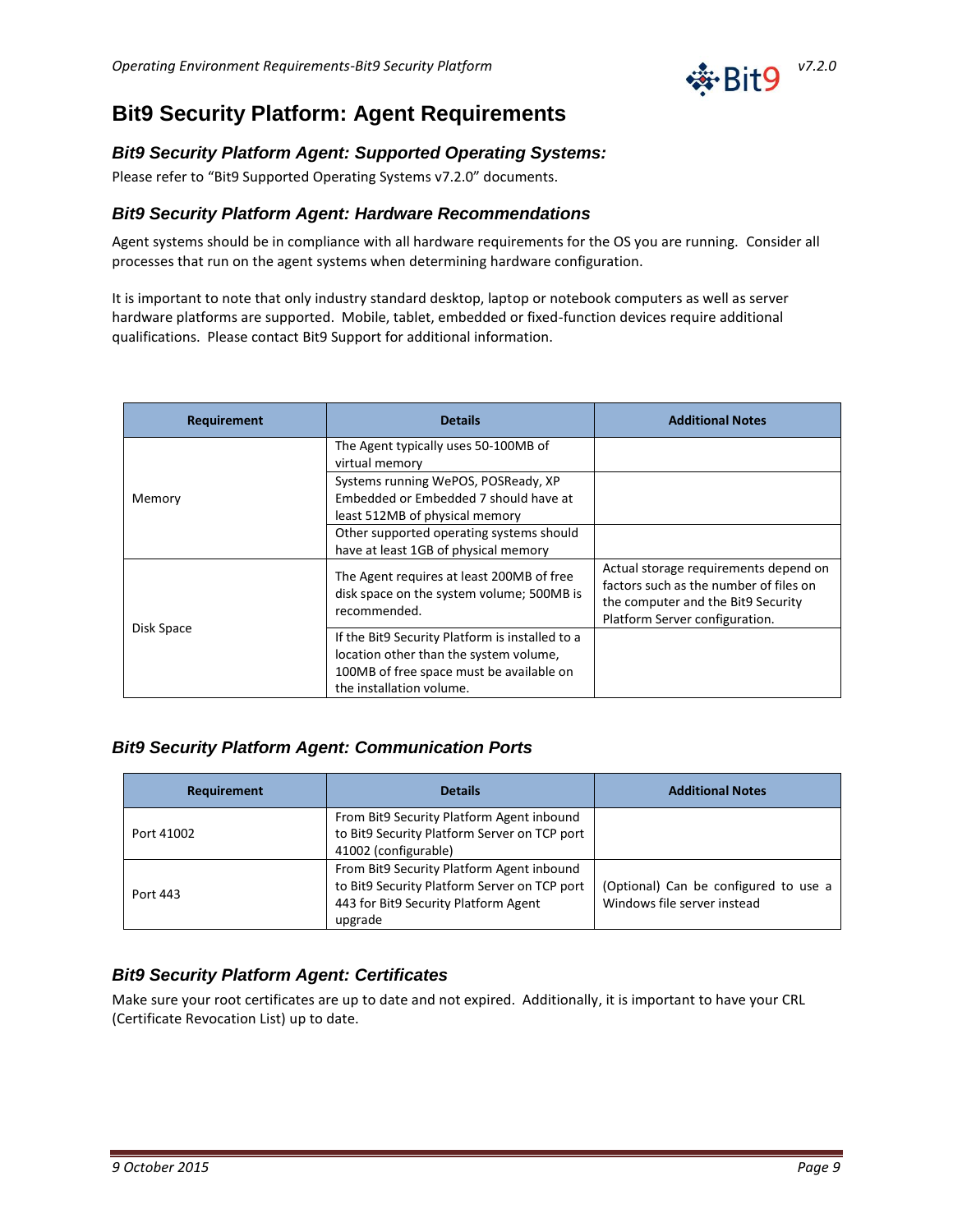# Bit9 Security Platform: Agent Requirements

### Bit9 Security Platform Agent: Supported Operating Systems:

Please refer to "Bit9 Supported Operating Systems v7.2.0" documents.

### Bit9 Security Platform Agent: Hardware Recommendations

Agent systems should be in compliance with all hardware requirements for the OS you are running. Consider all processes that run on the agent systems when determining hardware configuration.

It is important to note that only industry standard desktop, laptop or notebook computers as well as server hardware platforms are supported. Mobile, tablet, embedded or fixed-function devices require additional qualifications. Please contact Bit9 Support for additional information.

| Requirement | Details | Additional Notes |
|---|---|---|
| Memory | The Agent typically uses 50-100MB of virtual memory | |
| | Systems running WePOS, POSReady, XP Embedded or Embedded 7 should have at least 512MB of physical memory | |
| | Other supported operating systems should have at least 1GB of physical memory | |
| Disk Space | The Agent requires at least 200MB of free disk space on the system volume; 500MB is recommended. | Actual storage requirements depend on factors such as the number of files on the computer and the Bit9 Security Platform Server configuration. |
| | If the Bit9 Security Platform is installed to a location other than the system volume, 100MB of free space must be available on the installation volume. | |

### Bit9 Security Platform Agent: Communication Ports

| Requirement | Details | Additional Notes |
|---|---|---|
| Port 41002 | From Bit9 Security Platform Agent inbound to Bit9 Security Platform Server on TCP port 41002 (configurable) | |
| Port 443 | From Bit9 Security Platform Agent inbound to Bit9 Security Platform Server on TCP port 443 for Bit9 Security Platform Agent upgrade | (Optional) Can be configured to use a Windows file server instead |

### Bit9 Security Platform Agent: Certificates

Make sure your root certificates are up to date and not expired. Additionally, it is important to have your CRL (Certificate Revocation List) up to date.